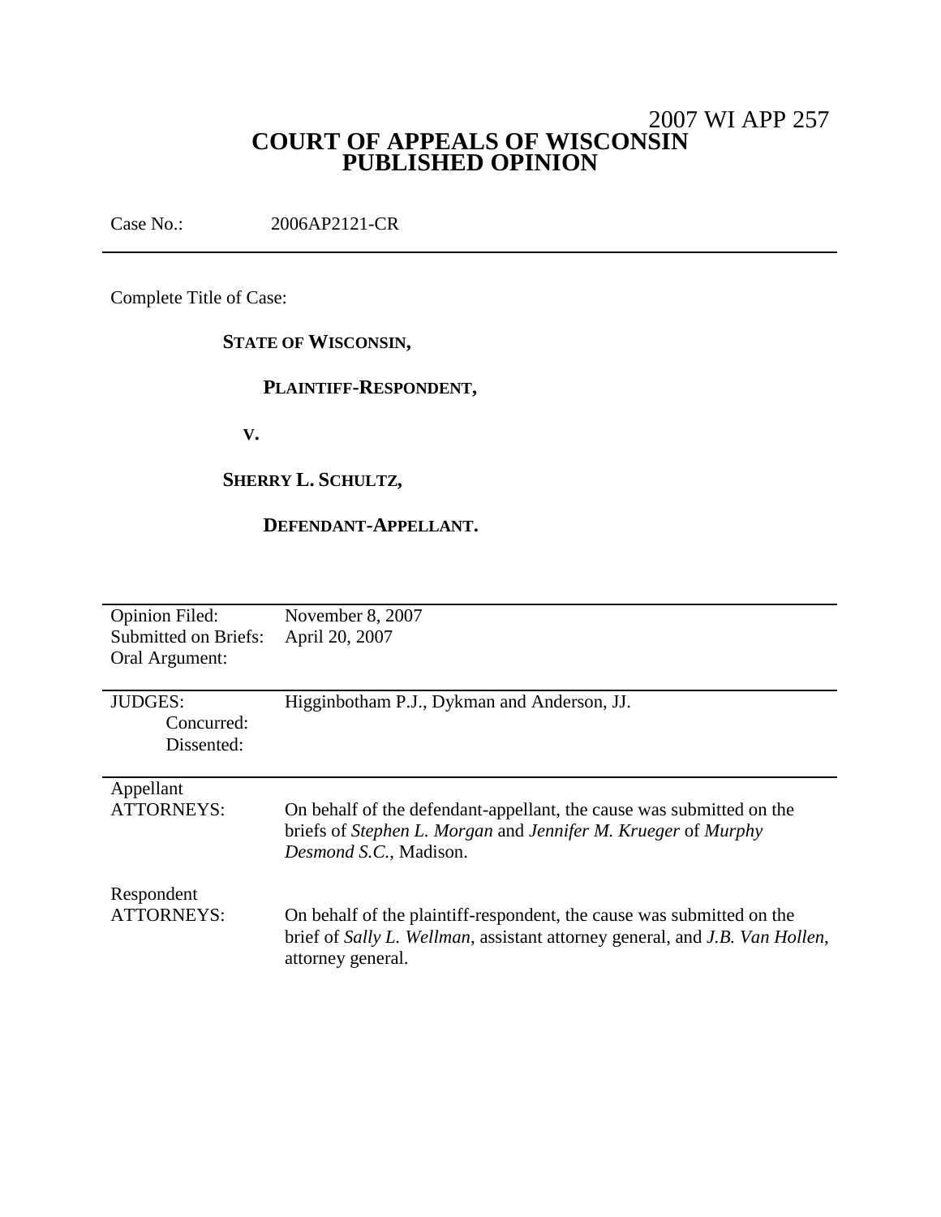2007 WI APP 257

# COURT OF APPEALS OF WISCONSIN
# PUBLISHED OPINION

Case No.: 2006AP2121-CR

---

Complete Title of Case:

**STATE OF WISCONSIN,**

**PLAINTIFF-RESPONDENT,**

**V.**

**SHERRY L. SCHULTZ,**

**DEFENDANT-APPELLANT.**

---

| | |
|---|---|
| Opinion Filed: | November 8, 2007 |
| Submitted on Briefs: | April 20, 2007 |
| Oral Argument: | |
| JUDGES: | Higginbotham P.J., Dykman and Anderson, JJ. |
| Concurred: | |
| Dissented: | |
| Appellant ATTORNEYS: | On behalf of the defendant-appellant, the cause was submitted on the briefs of *Stephen L. Morgan* and *Jennifer M. Krueger* of *Murphy Desmond S.C.*, Madison. |
| Respondent ATTORNEYS: | On behalf of the plaintiff-respondent, the cause was submitted on the brief of *Sally L. Wellman*, assistant attorney general, and *J.B. Van Hollen*, attorney general. |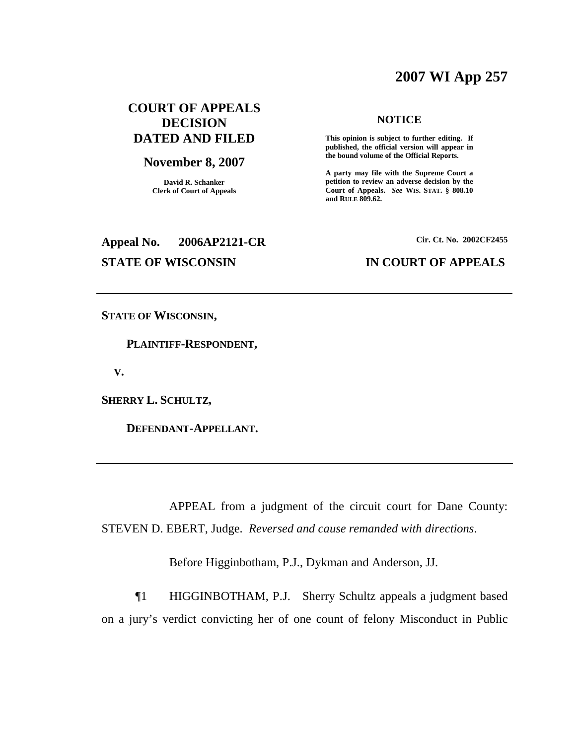# 2007 WI App 257

**COURT OF APPEALS DECISION DATED AND FILED**

**November 8, 2007**

**David R. Schanker**
**Clerk of Court of Appeals**

**NOTICE**

**This opinion is subject to further editing. If published, the official version will appear in the bound volume of the Official Reports.**

**A party may file with the Supreme Court a petition to review an adverse decision by the Court of Appeals.** ***See*** **WIS. STAT. § 808.10 and RULE 809.62.**

**Appeal No. 2006AP2121-CR** **Cir. Ct. No. 2002CF2455**

**STATE OF WISCONSIN** **IN COURT OF APPEALS**

---

**STATE OF WISCONSIN,**

**PLAINTIFF-RESPONDENT,**

**V.**

**SHERRY L. SCHULTZ,**

**DEFENDANT-APPELLANT.**

---

APPEAL from a judgment of the circuit court for Dane County: STEVEN D. EBERT, Judge. *Reversed and cause remanded with directions*.

Before Higginbotham, P.J., Dykman and Anderson, JJ.

¶1 HIGGINBOTHAM, P.J. Sherry Schultz appeals a judgment based on a jury's verdict convicting her of one count of felony Misconduct in Public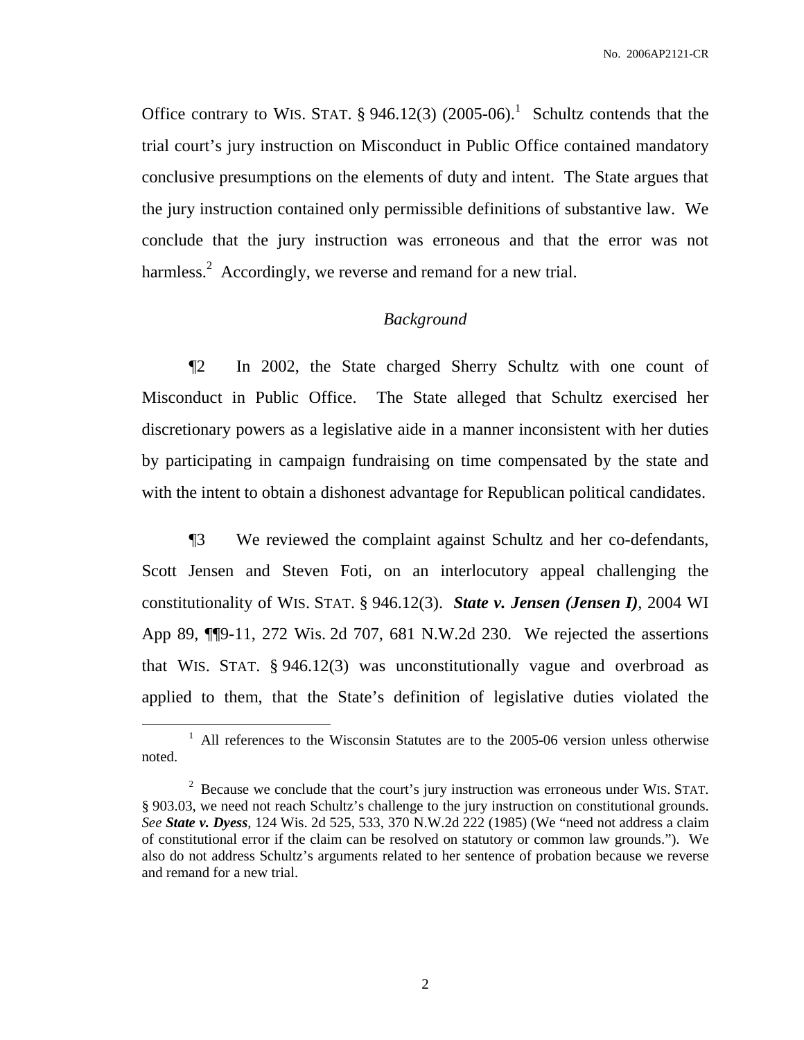Office contrary to WIS. STAT. § 946.12(3) (2005-06).[1] Schultz contends that the trial court's jury instruction on Misconduct in Public Office contained mandatory conclusive presumptions on the elements of duty and intent. The State argues that the jury instruction contained only permissible definitions of substantive law. We conclude that the jury instruction was erroneous and that the error was not harmless.[2] Accordingly, we reverse and remand for a new trial.

*Background*

¶2 In 2002, the State charged Sherry Schultz with one count of Misconduct in Public Office. The State alleged that Schultz exercised her discretionary powers as a legislative aide in a manner inconsistent with her duties by participating in campaign fundraising on time compensated by the state and with the intent to obtain a dishonest advantage for Republican political candidates.

¶3 We reviewed the complaint against Schultz and her co-defendants, Scott Jensen and Steven Foti, on an interlocutory appeal challenging the constitutionality of WIS. STAT. § 946.12(3). ***State v. Jensen (Jensen I)***, 2004 WI App 89, ¶¶9-11, 272 Wis. 2d 707, 681 N.W.2d 230. We rejected the assertions that WIS. STAT. § 946.12(3) was unconstitutionally vague and overbroad as applied to them, that the State's definition of legislative duties violated the

---

[1] All references to the Wisconsin Statutes are to the 2005-06 version unless otherwise noted.

[2] Because we conclude that the court's jury instruction was erroneous under WIS. STAT. § 903.03, we need not reach Schultz's challenge to the jury instruction on constitutional grounds. *See* ***State v. Dyess***, 124 Wis. 2d 525, 533, 370 N.W.2d 222 (1985) (We "need not address a claim of constitutional error if the claim can be resolved on statutory or common law grounds."). We also do not address Schultz's arguments related to her sentence of probation because we reverse and remand for a new trial.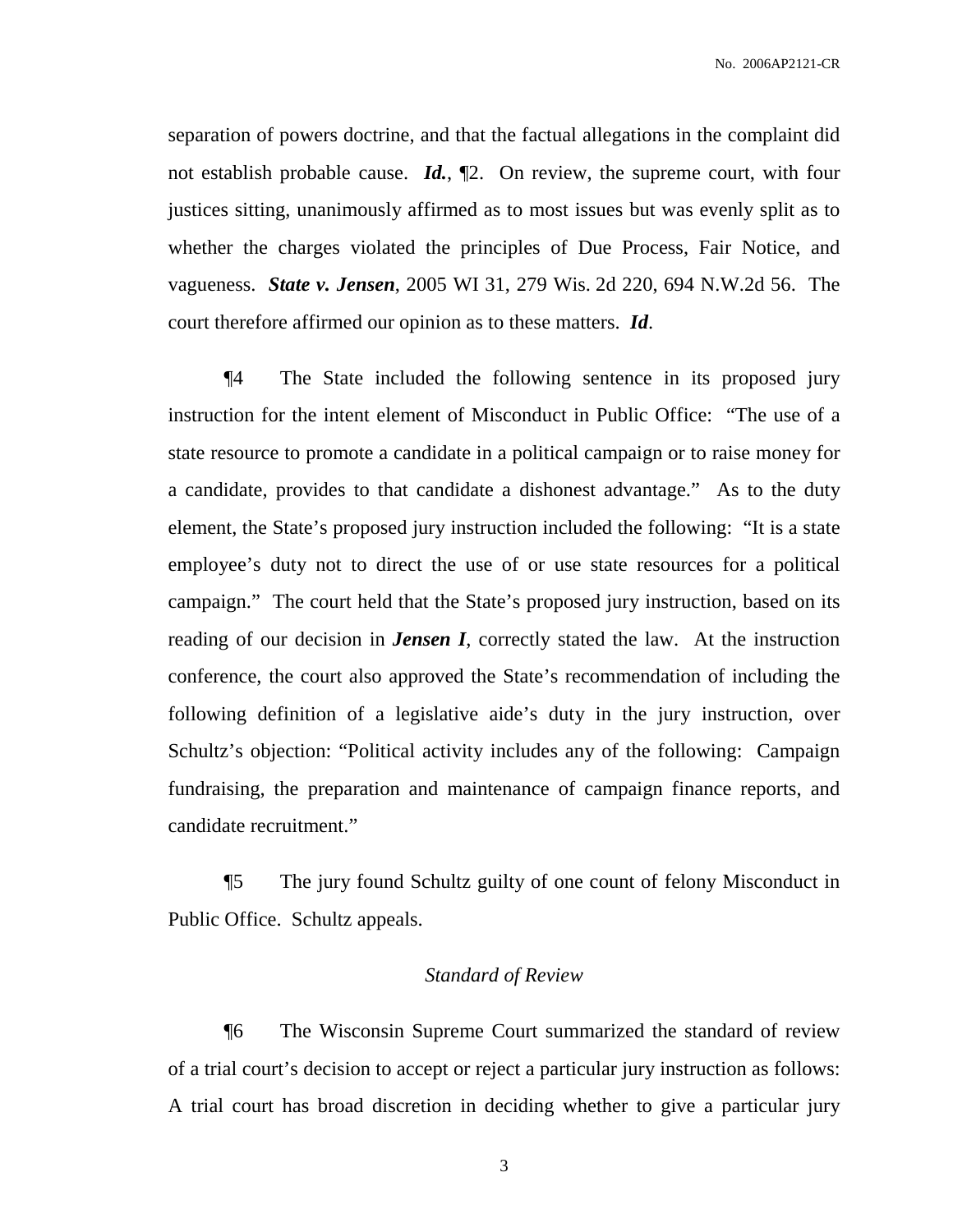separation of powers doctrine, and that the factual allegations in the complaint did not establish probable cause. ***Id.***, ¶2. On review, the supreme court, with four justices sitting, unanimously affirmed as to most issues but was evenly split as to whether the charges violated the principles of Due Process, Fair Notice, and vagueness. ***State v. Jensen***, 2005 WI 31, 279 Wis. 2d 220, 694 N.W.2d 56. The court therefore affirmed our opinion as to these matters. ***Id***.

¶4 The State included the following sentence in its proposed jury instruction for the intent element of Misconduct in Public Office: "The use of a state resource to promote a candidate in a political campaign or to raise money for a candidate, provides to that candidate a dishonest advantage." As to the duty element, the State's proposed jury instruction included the following: "It is a state employee's duty not to direct the use of or use state resources for a political campaign." The court held that the State's proposed jury instruction, based on its reading of our decision in ***Jensen I***, correctly stated the law. At the instruction conference, the court also approved the State's recommendation of including the following definition of a legislative aide's duty in the jury instruction, over Schultz's objection: "Political activity includes any of the following: Campaign fundraising, the preparation and maintenance of campaign finance reports, and candidate recruitment."

¶5 The jury found Schultz guilty of one count of felony Misconduct in Public Office. Schultz appeals.

*Standard of Review*

¶6 The Wisconsin Supreme Court summarized the standard of review of a trial court's decision to accept or reject a particular jury instruction as follows: A trial court has broad discretion in deciding whether to give a particular jury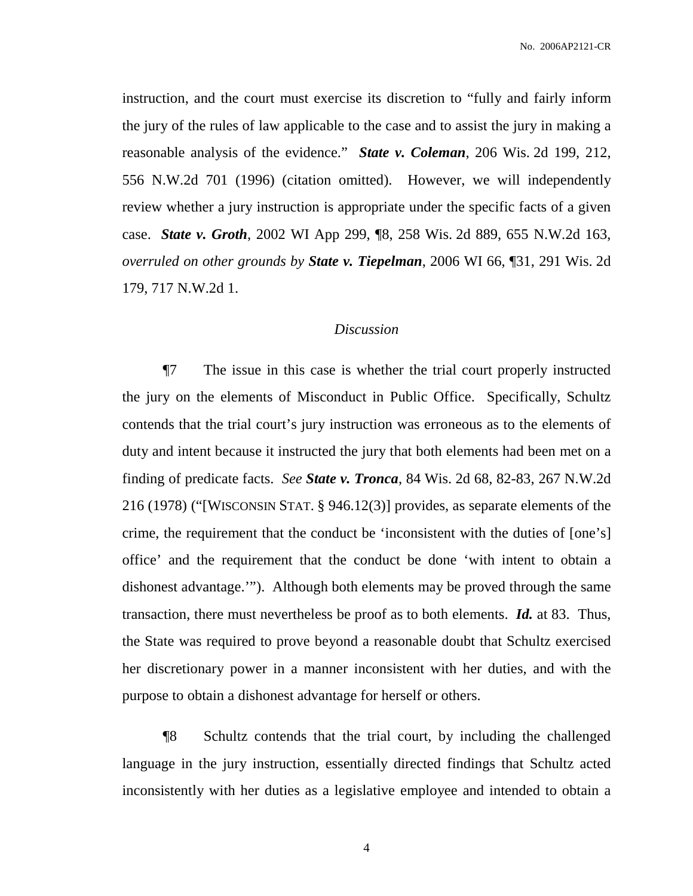instruction, and the court must exercise its discretion to "fully and fairly inform the jury of the rules of law applicable to the case and to assist the jury in making a reasonable analysis of the evidence." ***State v. Coleman***, 206 Wis. 2d 199, 212, 556 N.W.2d 701 (1996) (citation omitted). However, we will independently review whether a jury instruction is appropriate under the specific facts of a given case. ***State v. Groth***, 2002 WI App 299, ¶8, 258 Wis. 2d 889, 655 N.W.2d 163, *overruled on other grounds by* ***State v. Tiepelman***, 2006 WI 66, ¶31, 291 Wis. 2d 179, 717 N.W.2d 1.

*Discussion*

¶7 The issue in this case is whether the trial court properly instructed the jury on the elements of Misconduct in Public Office. Specifically, Schultz contends that the trial court's jury instruction was erroneous as to the elements of duty and intent because it instructed the jury that both elements had been met on a finding of predicate facts. *See* ***State v. Tronca***, 84 Wis. 2d 68, 82-83, 267 N.W.2d 216 (1978) ("[WISCONSIN STAT. § 946.12(3)] provides, as separate elements of the crime, the requirement that the conduct be 'inconsistent with the duties of [one's] office' and the requirement that the conduct be done 'with intent to obtain a dishonest advantage.'"). Although both elements may be proved through the same transaction, there must nevertheless be proof as to both elements. ***Id.*** at 83. Thus, the State was required to prove beyond a reasonable doubt that Schultz exercised her discretionary power in a manner inconsistent with her duties, and with the purpose to obtain a dishonest advantage for herself or others.

¶8 Schultz contends that the trial court, by including the challenged language in the jury instruction, essentially directed findings that Schultz acted inconsistently with her duties as a legislative employee and intended to obtain a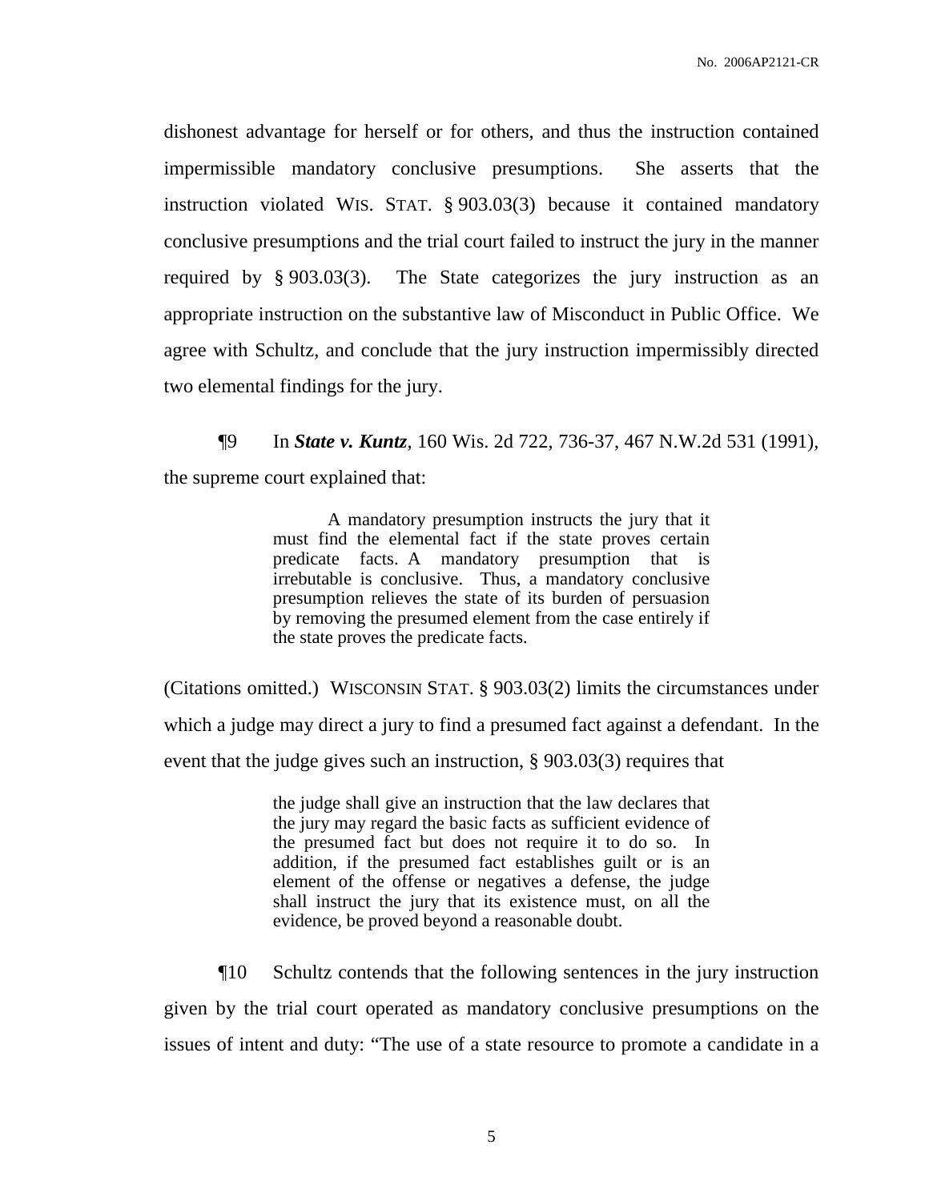dishonest advantage for herself or for others, and thus the instruction contained impermissible mandatory conclusive presumptions. She asserts that the instruction violated WIS. STAT. § 903.03(3) because it contained mandatory conclusive presumptions and the trial court failed to instruct the jury in the manner required by § 903.03(3). The State categorizes the jury instruction as an appropriate instruction on the substantive law of Misconduct in Public Office. We agree with Schultz, and conclude that the jury instruction impermissibly directed two elemental findings for the jury.

¶9 In ***State v. Kuntz***, 160 Wis. 2d 722, 736-37, 467 N.W.2d 531 (1991), the supreme court explained that:

> A mandatory presumption instructs the jury that it must find the elemental fact if the state proves certain predicate facts. A mandatory presumption that is irrebutable is conclusive. Thus, a mandatory conclusive presumption relieves the state of its burden of persuasion by removing the presumed element from the case entirely if the state proves the predicate facts.

(Citations omitted.) WISCONSIN STAT. § 903.03(2) limits the circumstances under which a judge may direct a jury to find a presumed fact against a defendant. In the event that the judge gives such an instruction, § 903.03(3) requires that

> the judge shall give an instruction that the law declares that the jury may regard the basic facts as sufficient evidence of the presumed fact but does not require it to do so. In addition, if the presumed fact establishes guilt or is an element of the offense or negatives a defense, the judge shall instruct the jury that its existence must, on all the evidence, be proved beyond a reasonable doubt.

¶10 Schultz contends that the following sentences in the jury instruction given by the trial court operated as mandatory conclusive presumptions on the issues of intent and duty: "The use of a state resource to promote a candidate in a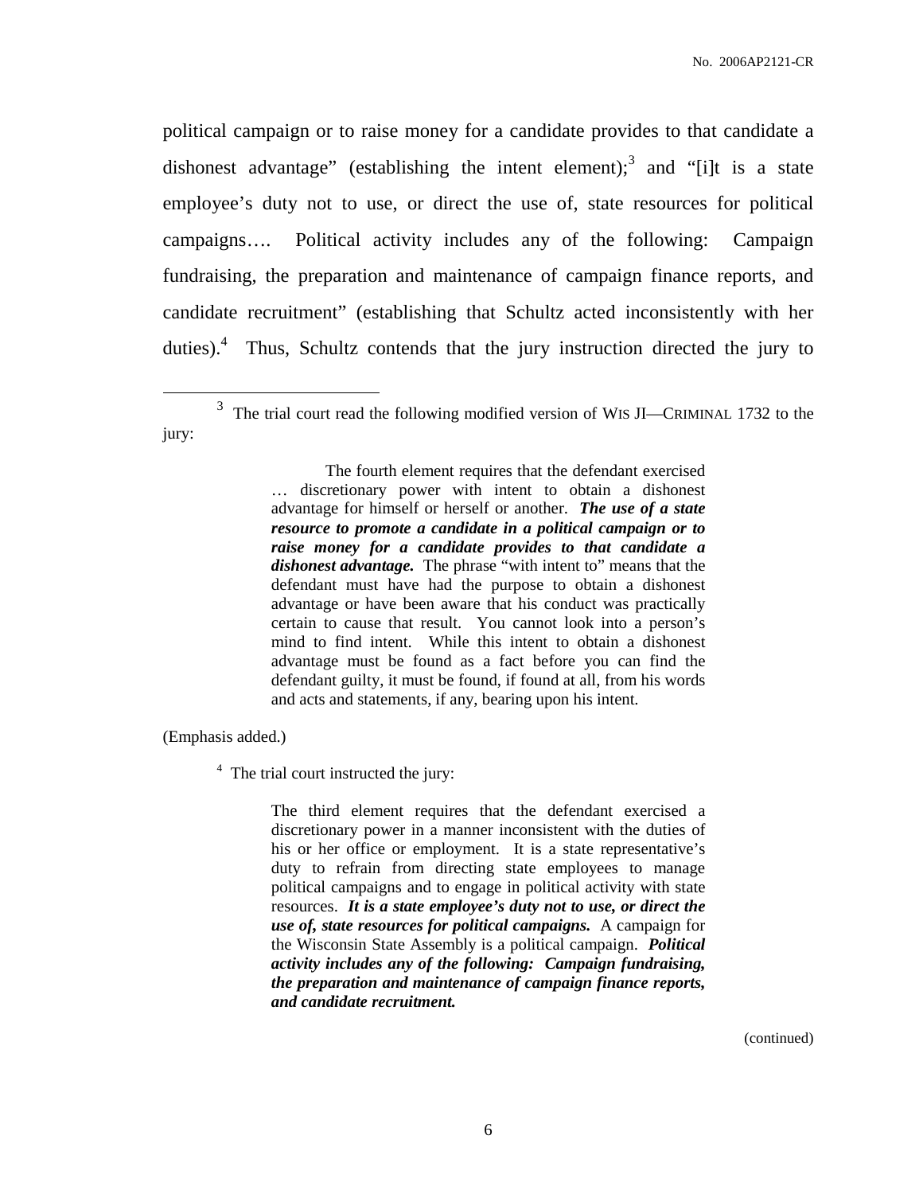political campaign or to raise money for a candidate provides to that candidate a dishonest advantage" (establishing the intent element);[3] and "[i]t is a state employee's duty not to use, or direct the use of, state resources for political campaigns…. Political activity includes any of the following: Campaign fundraising, the preparation and maintenance of campaign finance reports, and candidate recruitment" (establishing that Schultz acted inconsistently with her duties).[4] Thus, Schultz contends that the jury instruction directed the jury to

---

[3] The trial court read the following modified version of WIS JI—CRIMINAL 1732 to the jury:

> The fourth element requires that the defendant exercised … discretionary power with intent to obtain a dishonest advantage for himself or herself or another. ***The use of a state resource to promote a candidate in a political campaign or to raise money for a candidate provides to that candidate a dishonest advantage.*** The phrase "with intent to" means that the defendant must have had the purpose to obtain a dishonest advantage or have been aware that his conduct was practically certain to cause that result. You cannot look into a person's mind to find intent. While this intent to obtain a dishonest advantage must be found as a fact before you can find the defendant guilty, it must be found, if found at all, from his words and acts and statements, if any, bearing upon his intent.

(Emphasis added.)

[4] The trial court instructed the jury:

> The third element requires that the defendant exercised a discretionary power in a manner inconsistent with the duties of his or her office or employment. It is a state representative's duty to refrain from directing state employees to manage political campaigns and to engage in political activity with state resources. ***It is a state employee's duty not to use, or direct the use of, state resources for political campaigns.*** A campaign for the Wisconsin State Assembly is a political campaign. ***Political activity includes any of the following: Campaign fundraising, the preparation and maintenance of campaign finance reports, and candidate recruitment.***

(continued)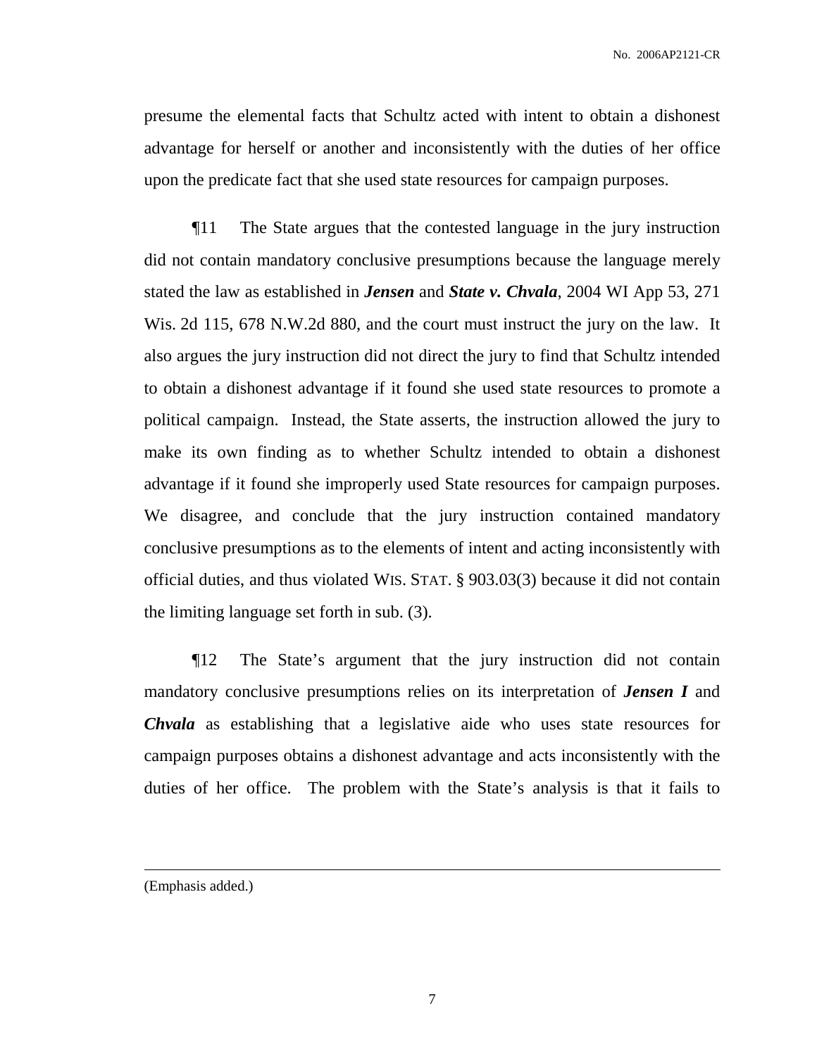presume the elemental facts that Schultz acted with intent to obtain a dishonest advantage for herself or another and inconsistently with the duties of her office upon the predicate fact that she used state resources for campaign purposes.

¶11 The State argues that the contested language in the jury instruction did not contain mandatory conclusive presumptions because the language merely stated the law as established in ***Jensen*** and ***State v. Chvala***, 2004 WI App 53, 271 Wis. 2d 115, 678 N.W.2d 880, and the court must instruct the jury on the law. It also argues the jury instruction did not direct the jury to find that Schultz intended to obtain a dishonest advantage if it found she used state resources to promote a political campaign. Instead, the State asserts, the instruction allowed the jury to make its own finding as to whether Schultz intended to obtain a dishonest advantage if it found she improperly used State resources for campaign purposes. We disagree, and conclude that the jury instruction contained mandatory conclusive presumptions as to the elements of intent and acting inconsistently with official duties, and thus violated WIS. STAT. § 903.03(3) because it did not contain the limiting language set forth in sub. (3).

¶12 The State's argument that the jury instruction did not contain mandatory conclusive presumptions relies on its interpretation of ***Jensen I*** and ***Chvala*** as establishing that a legislative aide who uses state resources for campaign purposes obtains a dishonest advantage and acts inconsistently with the duties of her office. The problem with the State's analysis is that it fails to

---

(Emphasis added.)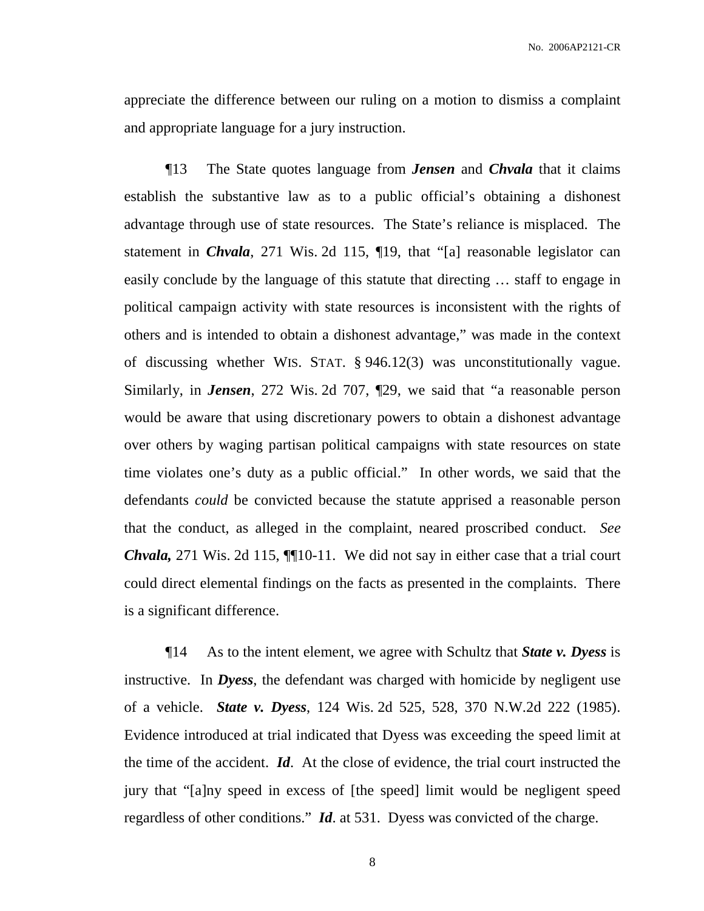appreciate the difference between our ruling on a motion to dismiss a complaint and appropriate language for a jury instruction.

¶13 The State quotes language from ***Jensen*** and ***Chvala*** that it claims establish the substantive law as to a public official's obtaining a dishonest advantage through use of state resources. The State's reliance is misplaced. The statement in ***Chvala***, 271 Wis. 2d 115, ¶19, that "[a] reasonable legislator can easily conclude by the language of this statute that directing … staff to engage in political campaign activity with state resources is inconsistent with the rights of others and is intended to obtain a dishonest advantage," was made in the context of discussing whether WIS. STAT. § 946.12(3) was unconstitutionally vague. Similarly, in ***Jensen***, 272 Wis. 2d 707, ¶29, we said that "a reasonable person would be aware that using discretionary powers to obtain a dishonest advantage over others by waging partisan political campaigns with state resources on state time violates one's duty as a public official." In other words, we said that the defendants *could* be convicted because the statute apprised a reasonable person that the conduct, as alleged in the complaint, neared proscribed conduct. *See* ***Chvala,*** 271 Wis. 2d 115, ¶¶10-11. We did not say in either case that a trial court could direct elemental findings on the facts as presented in the complaints. There is a significant difference.

¶14 As to the intent element, we agree with Schultz that ***State v. Dyess*** is instructive. In ***Dyess***, the defendant was charged with homicide by negligent use of a vehicle. ***State v. Dyess***, 124 Wis. 2d 525, 528, 370 N.W.2d 222 (1985). Evidence introduced at trial indicated that Dyess was exceeding the speed limit at the time of the accident. ***Id***. At the close of evidence, the trial court instructed the jury that "[a]ny speed in excess of [the speed] limit would be negligent speed regardless of other conditions." ***Id***. at 531. Dyess was convicted of the charge.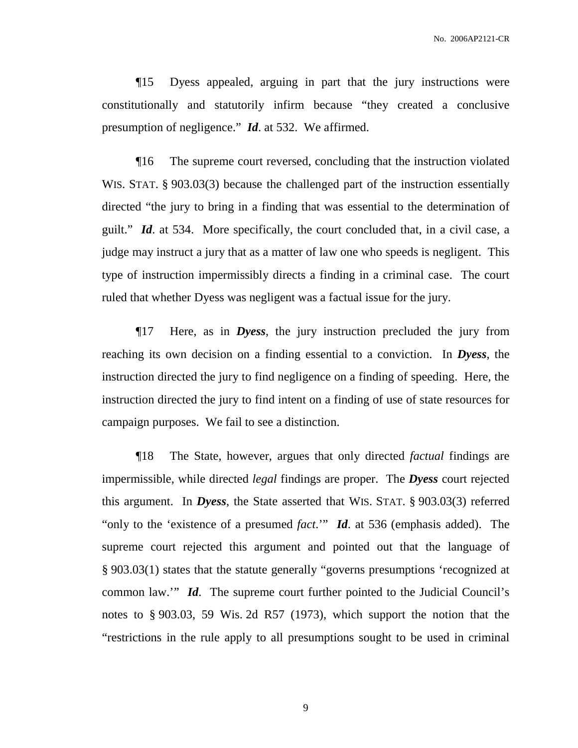¶15 Dyess appealed, arguing in part that the jury instructions were constitutionally and statutorily infirm because "they created a conclusive presumption of negligence." ***Id***. at 532. We affirmed.

¶16 The supreme court reversed, concluding that the instruction violated WIS. STAT. § 903.03(3) because the challenged part of the instruction essentially directed "the jury to bring in a finding that was essential to the determination of guilt." ***Id***. at 534. More specifically, the court concluded that, in a civil case, a judge may instruct a jury that as a matter of law one who speeds is negligent. This type of instruction impermissibly directs a finding in a criminal case. The court ruled that whether Dyess was negligent was a factual issue for the jury.

¶17 Here, as in ***Dyess***, the jury instruction precluded the jury from reaching its own decision on a finding essential to a conviction. In ***Dyess***, the instruction directed the jury to find negligence on a finding of speeding. Here, the instruction directed the jury to find intent on a finding of use of state resources for campaign purposes. We fail to see a distinction.

¶18 The State, however, argues that only directed *factual* findings are impermissible, while directed *legal* findings are proper. The ***Dyess*** court rejected this argument. In ***Dyess***, the State asserted that WIS. STAT. § 903.03(3) referred "only to the 'existence of a presumed *fact*.'" ***Id***. at 536 (emphasis added). The supreme court rejected this argument and pointed out that the language of § 903.03(1) states that the statute generally "governs presumptions 'recognized at common law.'" ***Id***. The supreme court further pointed to the Judicial Council's notes to § 903.03, 59 Wis. 2d R57 (1973), which support the notion that the "restrictions in the rule apply to all presumptions sought to be used in criminal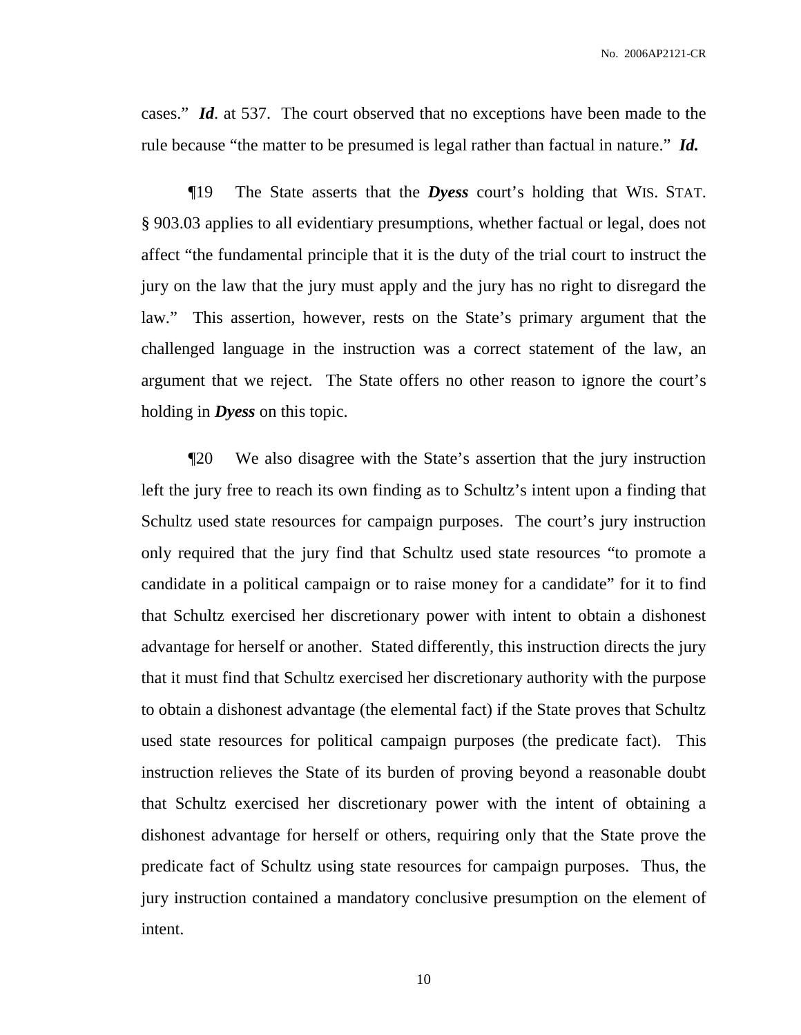cases." ***Id***. at 537. The court observed that no exceptions have been made to the rule because "the matter to be presumed is legal rather than factual in nature." ***Id.***

¶19 The State asserts that the ***Dyess*** court's holding that WIS. STAT. § 903.03 applies to all evidentiary presumptions, whether factual or legal, does not affect "the fundamental principle that it is the duty of the trial court to instruct the jury on the law that the jury must apply and the jury has no right to disregard the law." This assertion, however, rests on the State's primary argument that the challenged language in the instruction was a correct statement of the law, an argument that we reject. The State offers no other reason to ignore the court's holding in ***Dyess*** on this topic.

¶20 We also disagree with the State's assertion that the jury instruction left the jury free to reach its own finding as to Schultz's intent upon a finding that Schultz used state resources for campaign purposes. The court's jury instruction only required that the jury find that Schultz used state resources "to promote a candidate in a political campaign or to raise money for a candidate" for it to find that Schultz exercised her discretionary power with intent to obtain a dishonest advantage for herself or another. Stated differently, this instruction directs the jury that it must find that Schultz exercised her discretionary authority with the purpose to obtain a dishonest advantage (the elemental fact) if the State proves that Schultz used state resources for political campaign purposes (the predicate fact). This instruction relieves the State of its burden of proving beyond a reasonable doubt that Schultz exercised her discretionary power with the intent of obtaining a dishonest advantage for herself or others, requiring only that the State prove the predicate fact of Schultz using state resources for campaign purposes. Thus, the jury instruction contained a mandatory conclusive presumption on the element of intent.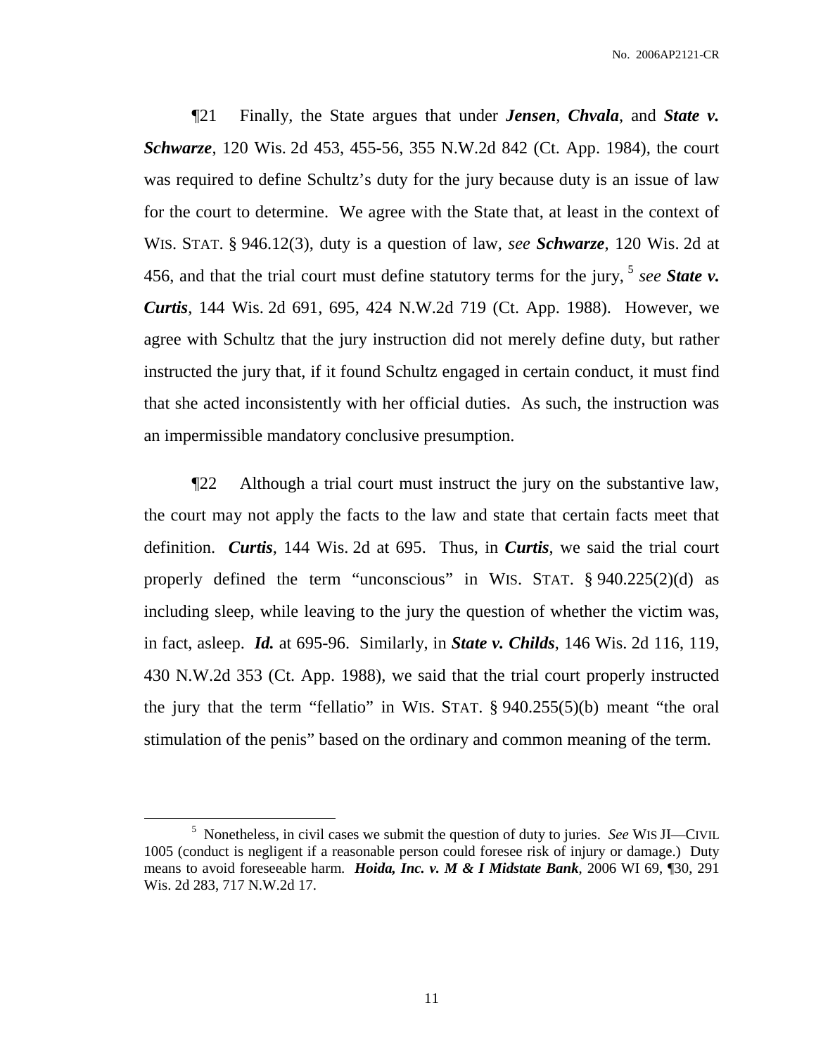¶21 Finally, the State argues that under ***Jensen***, ***Chvala***, and ***State v. Schwarze***, 120 Wis. 2d 453, 455-56, 355 N.W.2d 842 (Ct. App. 1984), the court was required to define Schultz's duty for the jury because duty is an issue of law for the court to determine. We agree with the State that, at least in the context of WIS. STAT. § 946.12(3), duty is a question of law, *see* ***Schwarze***, 120 Wis. 2d at 456, and that the trial court must define statutory terms for the jury,[5] *see* ***State v. Curtis***, 144 Wis. 2d 691, 695, 424 N.W.2d 719 (Ct. App. 1988). However, we agree with Schultz that the jury instruction did not merely define duty, but rather instructed the jury that, if it found Schultz engaged in certain conduct, it must find that she acted inconsistently with her official duties. As such, the instruction was an impermissible mandatory conclusive presumption.

¶22 Although a trial court must instruct the jury on the substantive law, the court may not apply the facts to the law and state that certain facts meet that definition. ***Curtis***, 144 Wis. 2d at 695. Thus, in ***Curtis***, we said the trial court properly defined the term "unconscious" in WIS. STAT. § 940.225(2)(d) as including sleep, while leaving to the jury the question of whether the victim was, in fact, asleep. ***Id.*** at 695-96. Similarly, in ***State v. Childs***, 146 Wis. 2d 116, 119, 430 N.W.2d 353 (Ct. App. 1988), we said that the trial court properly instructed the jury that the term "fellatio" in WIS. STAT. § 940.255(5)(b) meant "the oral stimulation of the penis" based on the ordinary and common meaning of the term.

---

[5] Nonetheless, in civil cases we submit the question of duty to juries. *See* WIS JI—CIVIL 1005 (conduct is negligent if a reasonable person could foresee risk of injury or damage.) Duty means to avoid foreseeable harm. ***Hoida, Inc. v. M & I Midstate Bank***, 2006 WI 69, ¶30, 291 Wis. 2d 283, 717 N.W.2d 17.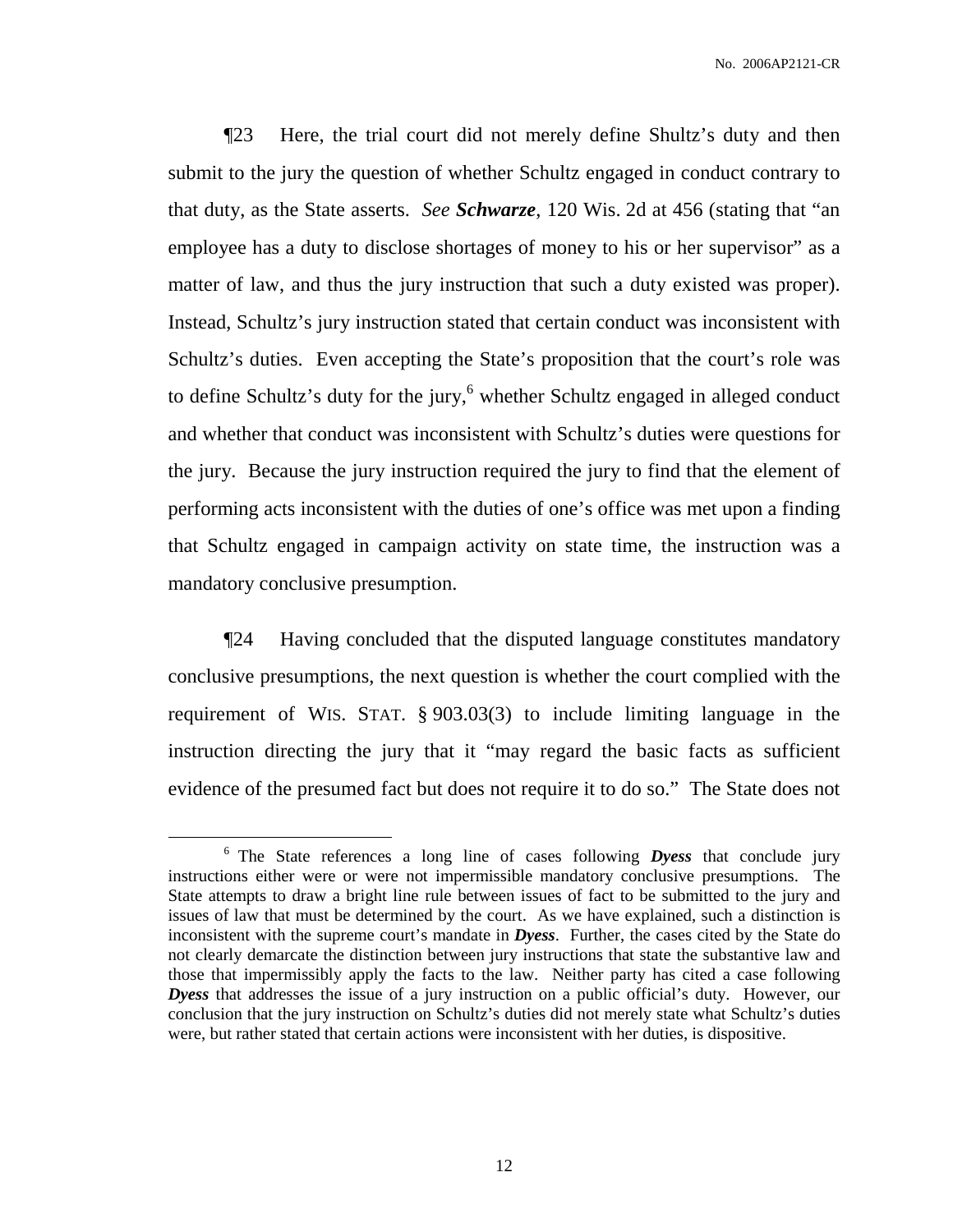¶23 Here, the trial court did not merely define Shultz's duty and then submit to the jury the question of whether Schultz engaged in conduct contrary to that duty, as the State asserts. *See* ***Schwarze***, 120 Wis. 2d at 456 (stating that "an employee has a duty to disclose shortages of money to his or her supervisor" as a matter of law, and thus the jury instruction that such a duty existed was proper). Instead, Schultz's jury instruction stated that certain conduct was inconsistent with Schultz's duties. Even accepting the State's proposition that the court's role was to define Schultz's duty for the jury,[6] whether Schultz engaged in alleged conduct and whether that conduct was inconsistent with Schultz's duties were questions for the jury. Because the jury instruction required the jury to find that the element of performing acts inconsistent with the duties of one's office was met upon a finding that Schultz engaged in campaign activity on state time, the instruction was a mandatory conclusive presumption.

¶24 Having concluded that the disputed language constitutes mandatory conclusive presumptions, the next question is whether the court complied with the requirement of WIS. STAT. § 903.03(3) to include limiting language in the instruction directing the jury that it "may regard the basic facts as sufficient evidence of the presumed fact but does not require it to do so." The State does not

---

[6] The State references a long line of cases following ***Dyess*** that conclude jury instructions either were or were not impermissible mandatory conclusive presumptions. The State attempts to draw a bright line rule between issues of fact to be submitted to the jury and issues of law that must be determined by the court. As we have explained, such a distinction is inconsistent with the supreme court's mandate in ***Dyess***. Further, the cases cited by the State do not clearly demarcate the distinction between jury instructions that state the substantive law and those that impermissibly apply the facts to the law. Neither party has cited a case following ***Dyess*** that addresses the issue of a jury instruction on a public official's duty. However, our conclusion that the jury instruction on Schultz's duties did not merely state what Schultz's duties were, but rather stated that certain actions were inconsistent with her duties, is dispositive.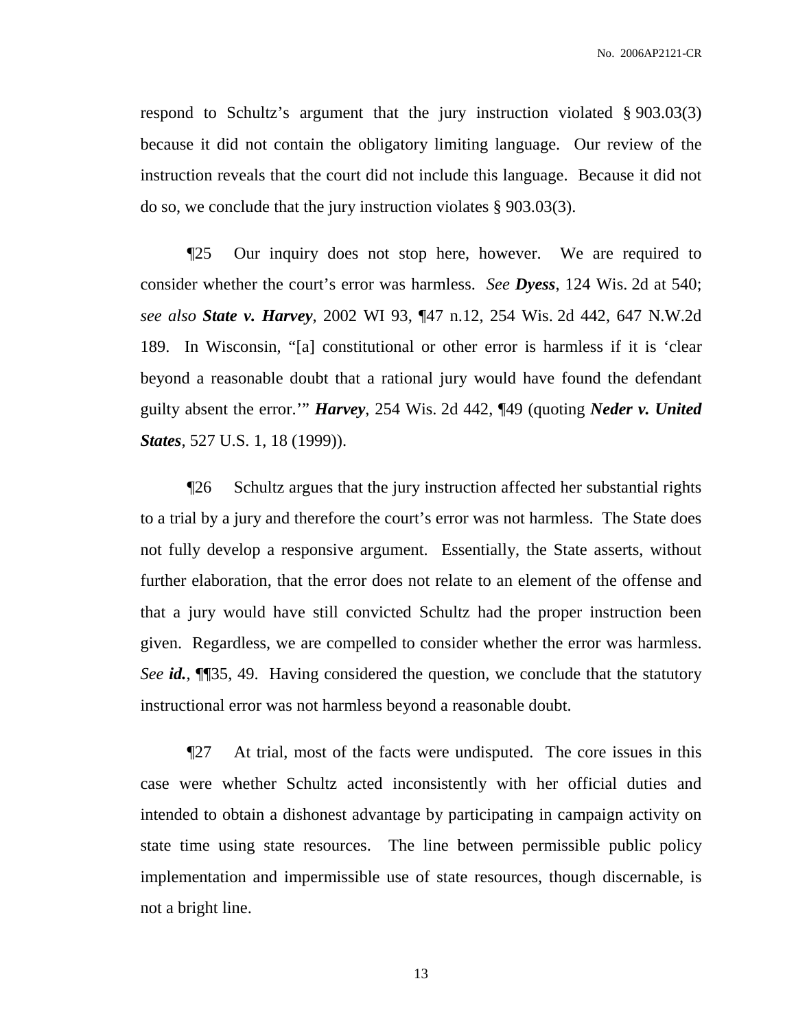respond to Schultz's argument that the jury instruction violated § 903.03(3) because it did not contain the obligatory limiting language. Our review of the instruction reveals that the court did not include this language. Because it did not do so, we conclude that the jury instruction violates § 903.03(3).

¶25 Our inquiry does not stop here, however. We are required to consider whether the court's error was harmless. *See* ***Dyess***, 124 Wis. 2d at 540; *see also* ***State v. Harvey***, 2002 WI 93, ¶47 n.12, 254 Wis. 2d 442, 647 N.W.2d 189. In Wisconsin, "[a] constitutional or other error is harmless if it is 'clear beyond a reasonable doubt that a rational jury would have found the defendant guilty absent the error.'" ***Harvey***, 254 Wis. 2d 442, ¶49 (quoting ***Neder v. United States***, 527 U.S. 1, 18 (1999)).

¶26 Schultz argues that the jury instruction affected her substantial rights to a trial by a jury and therefore the court's error was not harmless. The State does not fully develop a responsive argument. Essentially, the State asserts, without further elaboration, that the error does not relate to an element of the offense and that a jury would have still convicted Schultz had the proper instruction been given. Regardless, we are compelled to consider whether the error was harmless. *See* ***id.***, ¶¶35, 49. Having considered the question, we conclude that the statutory instructional error was not harmless beyond a reasonable doubt.

¶27 At trial, most of the facts were undisputed. The core issues in this case were whether Schultz acted inconsistently with her official duties and intended to obtain a dishonest advantage by participating in campaign activity on state time using state resources. The line between permissible public policy implementation and impermissible use of state resources, though discernable, is not a bright line.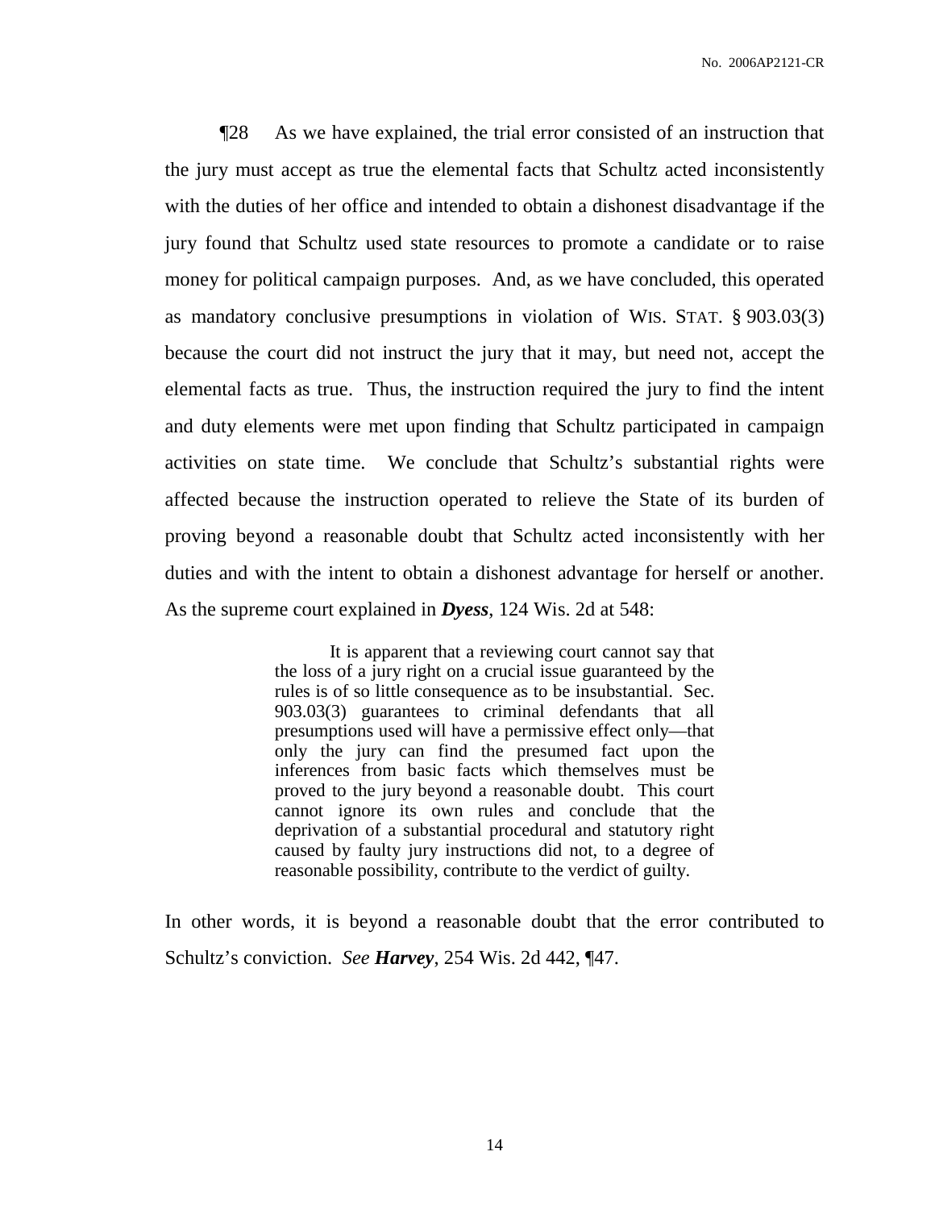¶28 As we have explained, the trial error consisted of an instruction that the jury must accept as true the elemental facts that Schultz acted inconsistently with the duties of her office and intended to obtain a dishonest disadvantage if the jury found that Schultz used state resources to promote a candidate or to raise money for political campaign purposes. And, as we have concluded, this operated as mandatory conclusive presumptions in violation of WIS. STAT. § 903.03(3) because the court did not instruct the jury that it may, but need not, accept the elemental facts as true. Thus, the instruction required the jury to find the intent and duty elements were met upon finding that Schultz participated in campaign activities on state time. We conclude that Schultz's substantial rights were affected because the instruction operated to relieve the State of its burden of proving beyond a reasonable doubt that Schultz acted inconsistently with her duties and with the intent to obtain a dishonest advantage for herself or another. As the supreme court explained in ***Dyess***, 124 Wis. 2d at 548:

> It is apparent that a reviewing court cannot say that the loss of a jury right on a crucial issue guaranteed by the rules is of so little consequence as to be insubstantial. Sec. 903.03(3) guarantees to criminal defendants that all presumptions used will have a permissive effect only—that only the jury can find the presumed fact upon the inferences from basic facts which themselves must be proved to the jury beyond a reasonable doubt. This court cannot ignore its own rules and conclude that the deprivation of a substantial procedural and statutory right caused by faulty jury instructions did not, to a degree of reasonable possibility, contribute to the verdict of guilty.

In other words, it is beyond a reasonable doubt that the error contributed to Schultz's conviction. *See **Harvey***, 254 Wis. 2d 442, ¶47.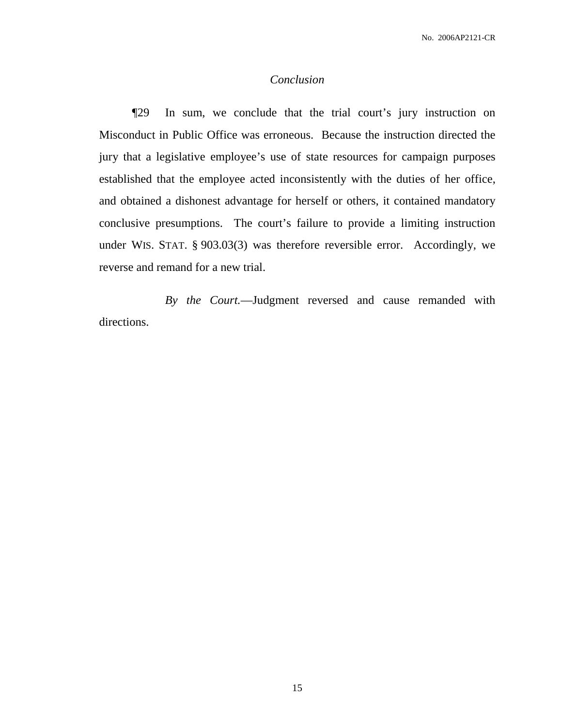### *Conclusion*

¶29 In sum, we conclude that the trial court's jury instruction on Misconduct in Public Office was erroneous. Because the instruction directed the jury that a legislative employee's use of state resources for campaign purposes established that the employee acted inconsistently with the duties of her office, and obtained a dishonest advantage for herself or others, it contained mandatory conclusive presumptions. The court's failure to provide a limiting instruction under WIS. STAT. § 903.03(3) was therefore reversible error. Accordingly, we reverse and remand for a new trial.

*By the Court.*—Judgment reversed and cause remanded with directions.